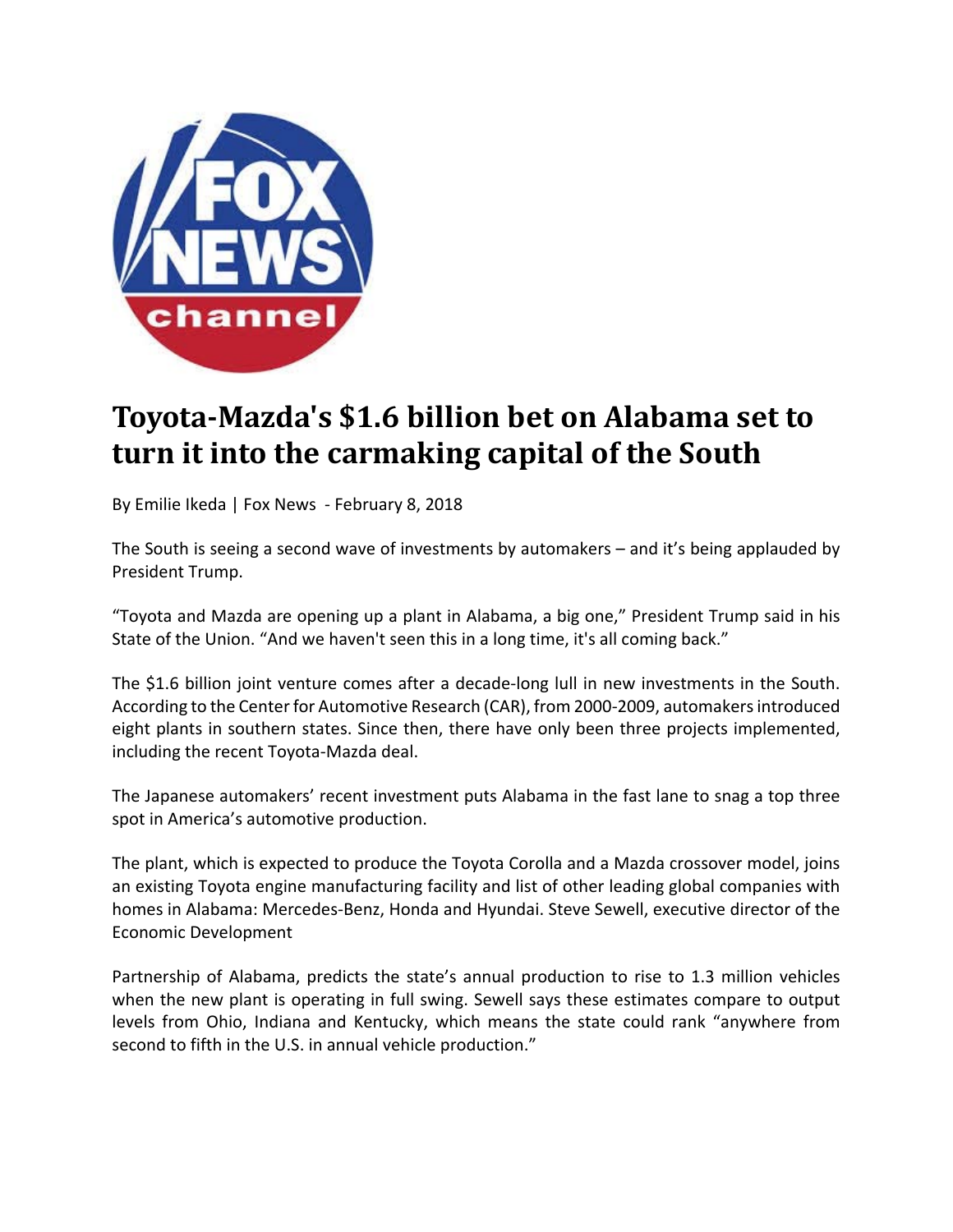# Toyota-Mazda's $1.6 billion bet on Alabama set to turn it into the carmaking capital of the South

By Emilie Ikeda | Fox News - February 8, 2018

The South is seeing a second wave of investments by automakers – and it's being applauded by President Trump.

"Toyota and Mazda are opening up a plant in Alabama, a big one," President Trump said in his State of the Union. "And we haven't seen this in a long time, it's all coming back."

The $1.6 billion joint venture comes after a decade-long lull in new investments in the South. According to the Center for Automotive Research (CAR), from 2000-2009, automakers introduced eight plants in southern states. Since then, there have only been three projects implemented, including the recent Toyota-Mazda deal.

The Japanese automakers' recent investment puts Alabama in the fast lane to snag a top three spot in America's automotive production.

The plant, which is expected to produce the Toyota Corolla and a Mazda crossover model, joins an existing Toyota engine manufacturing facility and list of other leading global companies with homes in Alabama: Mercedes-Benz, Honda and Hyundai. Steve Sewell, executive director of the Economic Development

Partnership of Alabama, predicts the state's annual production to rise to 1.3 million vehicles when the new plant is operating in full swing. Sewell says these estimates compare to output levels from Ohio, Indiana and Kentucky, which means the state could rank "anywhere from second to fifth in the U.S. in annual vehicle production."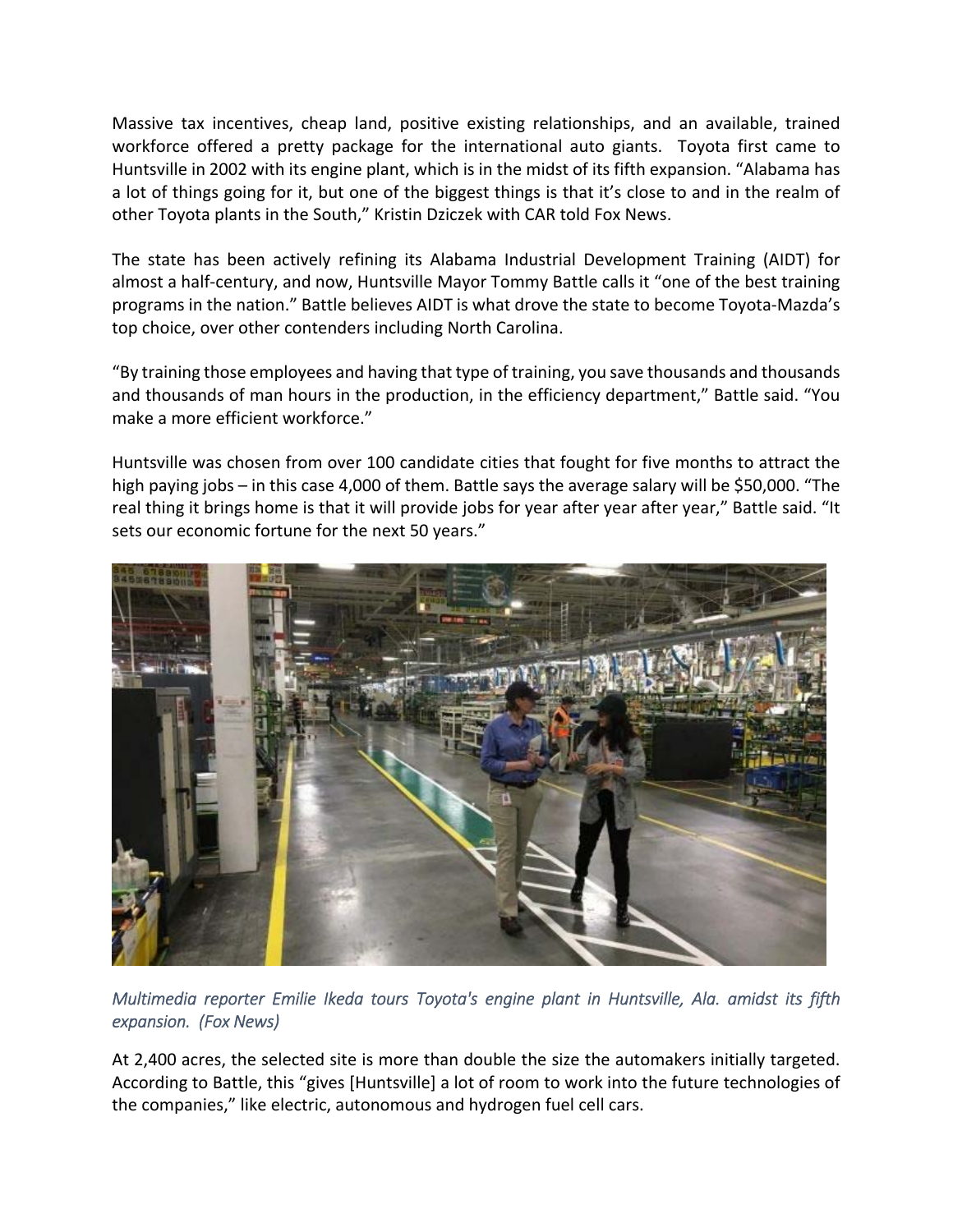Massive tax incentives, cheap land, positive existing relationships, and an available, trained workforce offered a pretty package for the international auto giants. Toyota first came to Huntsville in 2002 with its engine plant, which is in the midst of its fifth expansion. "Alabama has a lot of things going for it, but one of the biggest things is that it's close to and in the realm of other Toyota plants in the South," Kristin Dziczek with CAR told Fox News.

The state has been actively refining its Alabama Industrial Development Training (AIDT) for almost a half-century, and now, Huntsville Mayor Tommy Battle calls it "one of the best training programs in the nation." Battle believes AIDT is what drove the state to become Toyota-Mazda's top choice, over other contenders including North Carolina.

"By training those employees and having that type of training, you save thousands and thousands and thousands of man hours in the production, in the efficiency department," Battle said. "You make a more efficient workforce."

Huntsville was chosen from over 100 candidate cities that fought for five months to attract the high paying jobs – in this case 4,000 of them. Battle says the average salary will be $50,000. "The real thing it brings home is that it will provide jobs for year after year after year," Battle said. "It sets our economic fortune for the next 50 years."

*Multimedia reporter Emilie Ikeda tours Toyota's engine plant in Huntsville, Ala. amidst its fifth expansion. (Fox News)*

At 2,400 acres, the selected site is more than double the size the automakers initially targeted. According to Battle, this "gives [Huntsville] a lot of room to work into the future technologies of the companies," like electric, autonomous and hydrogen fuel cell cars.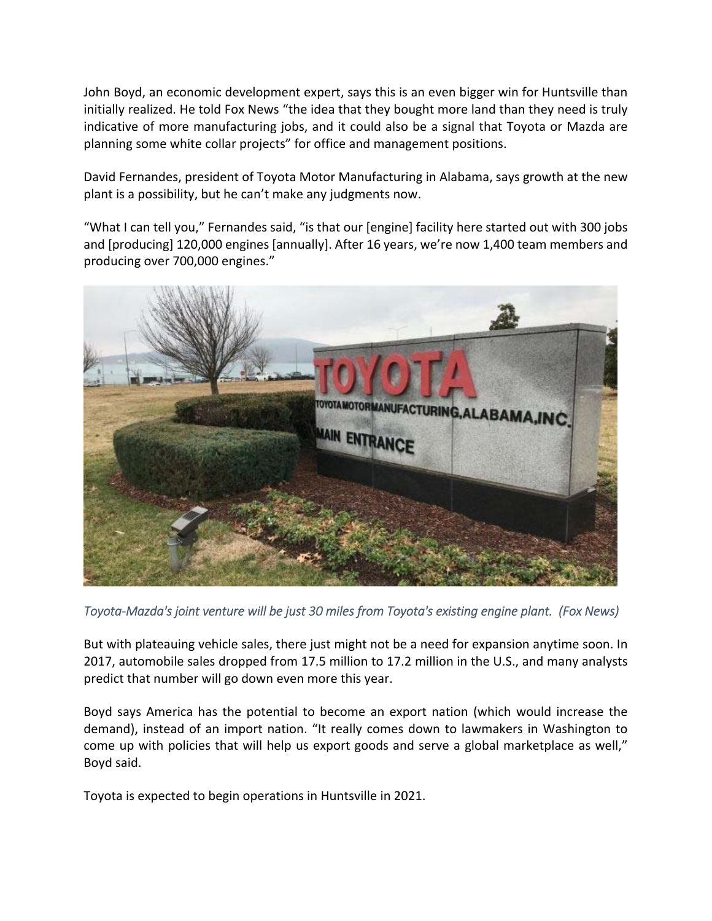John Boyd, an economic development expert, says this is an even bigger win for Huntsville than initially realized. He told Fox News "the idea that they bought more land than they need is truly indicative of more manufacturing jobs, and it could also be a signal that Toyota or Mazda are planning some white collar projects" for office and management positions.

David Fernandes, president of Toyota Motor Manufacturing in Alabama, says growth at the new plant is a possibility, but he can't make any judgments now.

"What I can tell you," Fernandes said, "is that our [engine] facility here started out with 300 jobs and [producing] 120,000 engines [annually]. After 16 years, we're now 1,400 team members and producing over 700,000 engines."

*Toyota-Mazda's joint venture will be just 30 miles from Toyota's existing engine plant. (Fox News)*

But with plateauing vehicle sales, there just might not be a need for expansion anytime soon. In 2017, automobile sales dropped from 17.5 million to 17.2 million in the U.S., and many analysts predict that number will go down even more this year.

Boyd says America has the potential to become an export nation (which would increase the demand), instead of an import nation. "It really comes down to lawmakers in Washington to come up with policies that will help us export goods and serve a global marketplace as well," Boyd said.

Toyota is expected to begin operations in Huntsville in 2021.